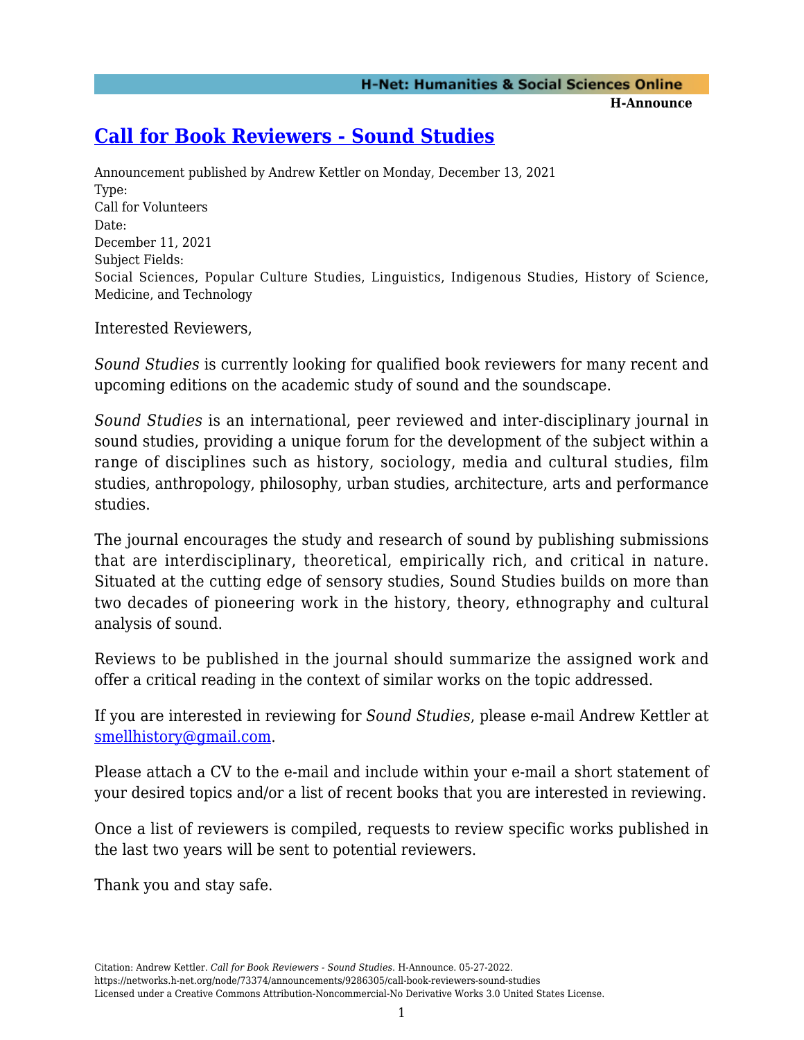# Call for Book Reviewers - Sound Studies

Announcement published by Andrew Kettler on Monday, December 13, 2021
Type:
Call for Volunteers
Date:
December 11, 2021
Subject Fields:
Social Sciences, Popular Culture Studies, Linguistics, Indigenous Studies, History of Science, Medicine, and Technology

Interested Reviewers,

*Sound Studies* is currently looking for qualified book reviewers for many recent and upcoming editions on the academic study of sound and the soundscape.

*Sound Studies* is an international, peer reviewed and inter-disciplinary journal in sound studies, providing a unique forum for the development of the subject within a range of disciplines such as history, sociology, media and cultural studies, film studies, anthropology, philosophy, urban studies, architecture, arts and performance studies.

The journal encourages the study and research of sound by publishing submissions that are interdisciplinary, theoretical, empirically rich, and critical in nature. Situated at the cutting edge of sensory studies, Sound Studies builds on more than two decades of pioneering work in the history, theory, ethnography and cultural analysis of sound.

Reviews to be published in the journal should summarize the assigned work and offer a critical reading in the context of similar works on the topic addressed.

If you are interested in reviewing for *Sound Studies*, please e-mail Andrew Kettler at smellhistory@gmail.com.

Please attach a CV to the e-mail and include within your e-mail a short statement of your desired topics and/or a list of recent books that you are interested in reviewing.

Once a list of reviewers is compiled, requests to review specific works published in the last two years will be sent to potential reviewers.

Thank you and stay safe.

Citation: Andrew Kettler. *Call for Book Reviewers - Sound Studies*. H-Announce. 05-27-2022.
https://networks.h-net.org/node/73374/announcements/9286305/call-book-reviewers-sound-studies
Licensed under a Creative Commons Attribution-Noncommercial-No Derivative Works 3.0 United States License.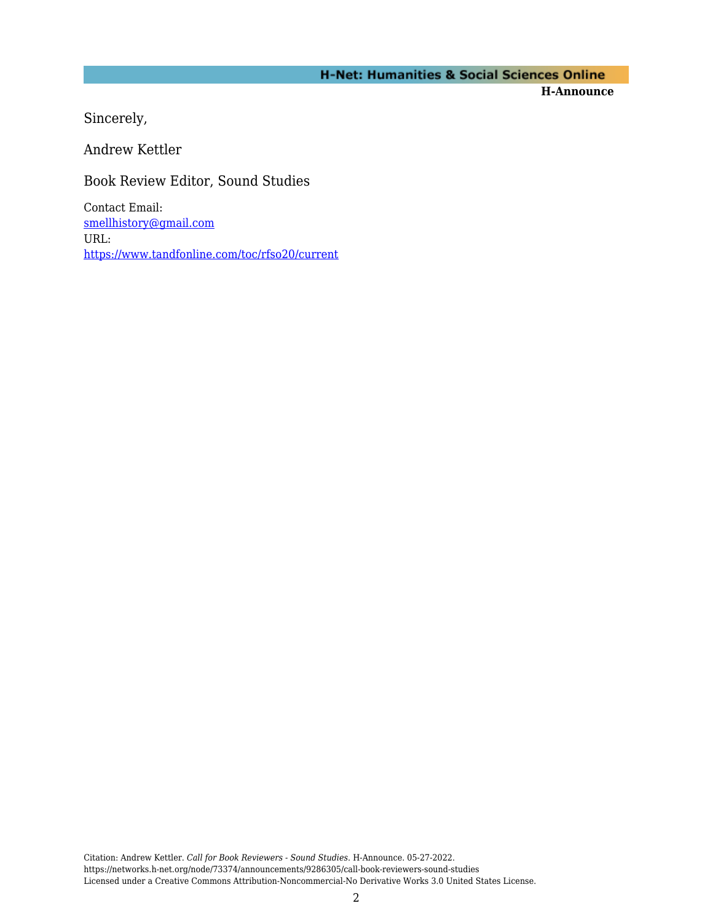Sincerely,

Andrew Kettler

Book Review Editor, Sound Studies

Contact Email:
smellhistory@gmail.com
URL:
https://www.tandfonline.com/toc/rfso20/current